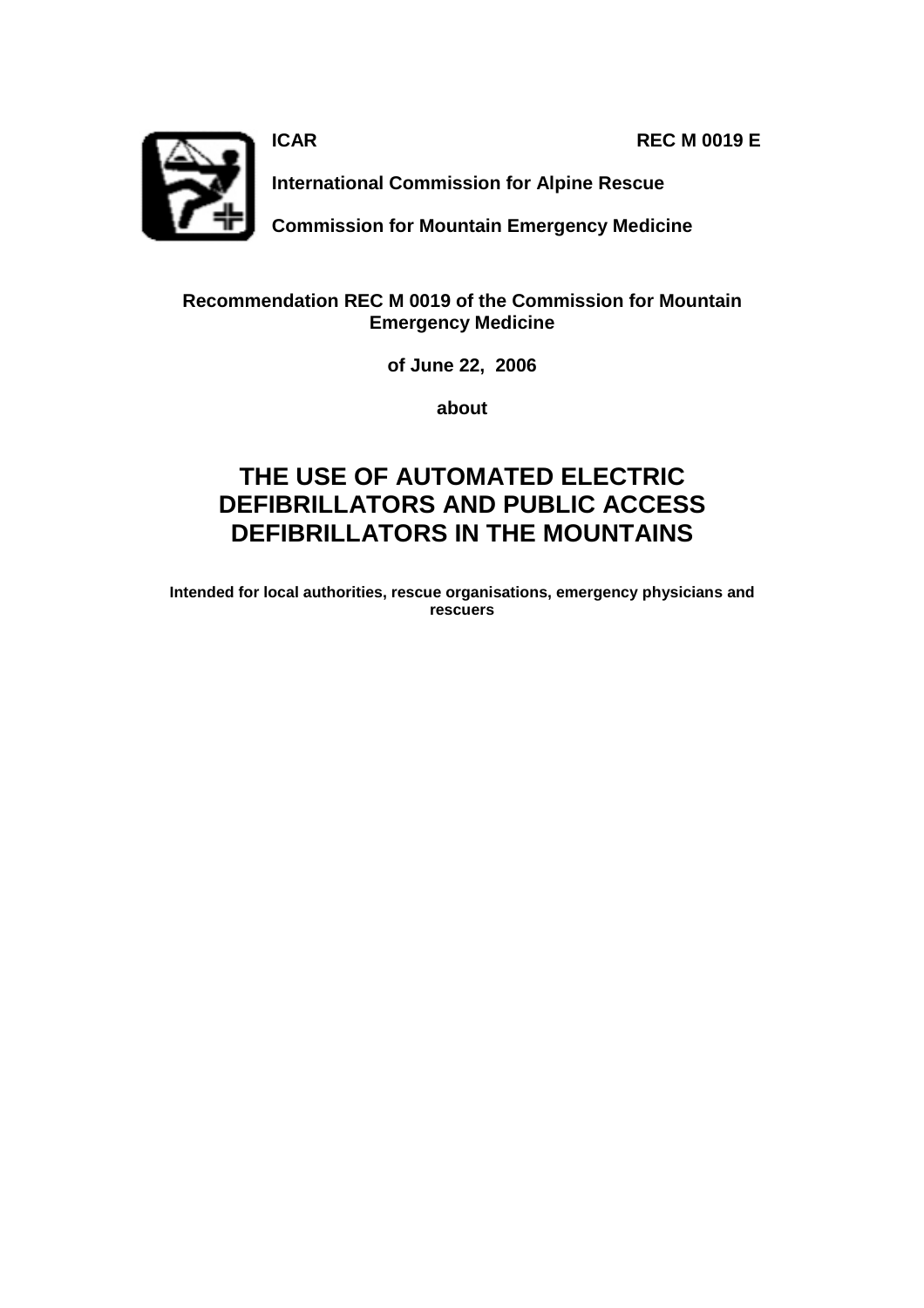**ICAR** **REC M 0019 E**

**International Commission for Alpine Rescue**

**Commission for Mountain Emergency Medicine**

**Recommendation REC M 0019 of the Commission for Mountain Emergency Medicine**

**of June 22, 2006**

**about**

# THE USE OF AUTOMATED ELECTRIC DEFIBRILLATORS AND PUBLIC ACCESS DEFIBRILLATORS IN THE MOUNTAINS

**Intended for local authorities, rescue organisations, emergency physicians and rescuers**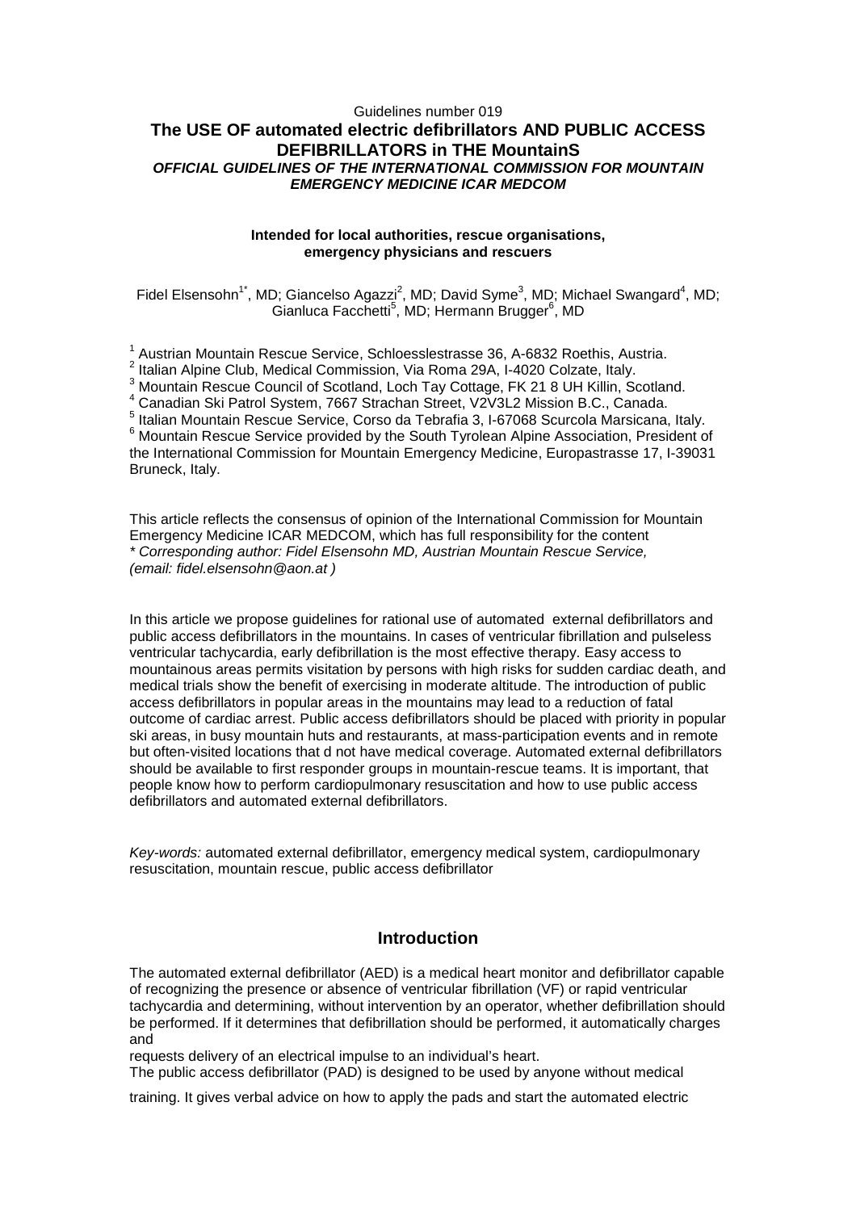Guidelines number 019

# The USE OF automated electric defibrillators AND PUBLIC ACCESS DEFIBRILLATORS in THE MountainS

***OFFICIAL GUIDELINES OF THE INTERNATIONAL COMMISSION FOR MOUNTAIN EMERGENCY MEDICINE ICAR MEDCOM***

**Intended for local authorities, rescue organisations, emergency physicians and rescuers**

Fidel Elsensohn[1*], MD; Giancelso Agazzi[2], MD; David Syme[3], MD; Michael Swangard[4], MD; Gianluca Facchetti[5], MD; Hermann Brugger[6], MD

[1] Austrian Mountain Rescue Service, Schloesslestrasse 36, A-6832 Roethis, Austria.
[2] Italian Alpine Club, Medical Commission, Via Roma 29A, I-4020 Colzate, Italy.
[3] Mountain Rescue Council of Scotland, Loch Tay Cottage, FK 21 8 UH Killin, Scotland.
[4] Canadian Ski Patrol System, 7667 Strachan Street, V2V3L2 Mission B.C., Canada.
[5] Italian Mountain Rescue Service, Corso da Tebrafia 3, I-67068 Scurcola Marsicana, Italy.
[6] Mountain Rescue Service provided by the South Tyrolean Alpine Association, President of the International Commission for Mountain Emergency Medicine, Europastrasse 17, I-39031 Bruneck, Italy.

This article reflects the consensus of opinion of the International Commission for Mountain Emergency Medicine ICAR MEDCOM, which has full responsibility for the content
*\* Corresponding author: Fidel Elsensohn MD, Austrian Mountain Rescue Service, (email: fidel.elsensohn@aon.at )*

In this article we propose guidelines for rational use of automated external defibrillators and public access defibrillators in the mountains. In cases of ventricular fibrillation and pulseless ventricular tachycardia, early defibrillation is the most effective therapy. Easy access to mountainous areas permits visitation by persons with high risks for sudden cardiac death, and medical trials show the benefit of exercising in moderate altitude. The introduction of public access defibrillators in popular areas in the mountains may lead to a reduction of fatal outcome of cardiac arrest. Public access defibrillators should be placed with priority in popular ski areas, in busy mountain huts and restaurants, at mass-participation events and in remote but often-visited locations that d not have medical coverage. Automated external defibrillators should be available to first responder groups in mountain-rescue teams. It is important, that people know how to perform cardiopulmonary resuscitation and how to use public access defibrillators and automated external defibrillators.

*Key-words:* automated external defibrillator, emergency medical system, cardiopulmonary resuscitation, mountain rescue, public access defibrillator

## Introduction

The automated external defibrillator (AED) is a medical heart monitor and defibrillator capable of recognizing the presence or absence of ventricular fibrillation (VF) or rapid ventricular tachycardia and determining, without intervention by an operator, whether defibrillation should be performed. If it determines that defibrillation should be performed, it automatically charges and
requests delivery of an electrical impulse to an individual's heart.
The public access defibrillator (PAD) is designed to be used by anyone without medical

training. It gives verbal advice on how to apply the pads and start the automated electric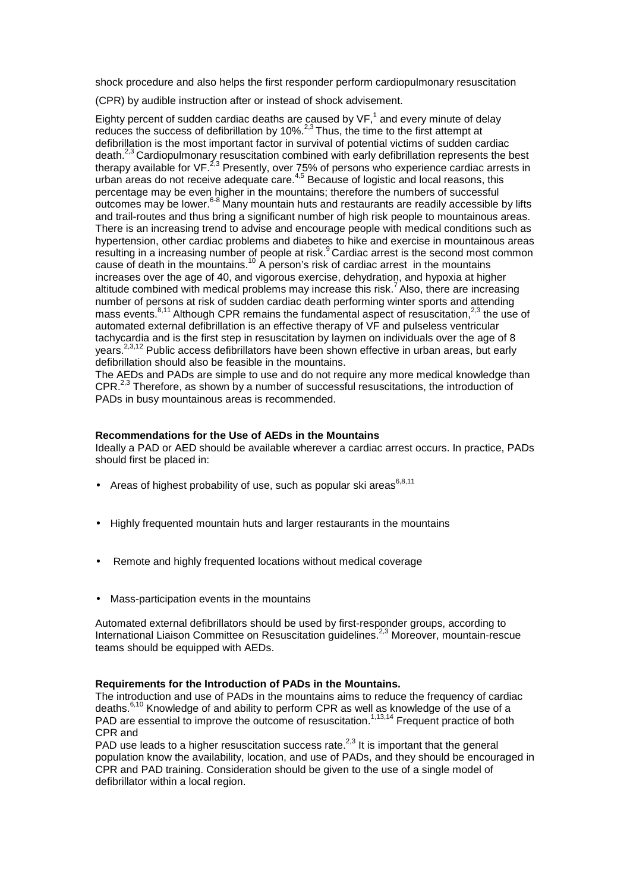shock procedure and also helps the first responder perform cardiopulmonary resuscitation

(CPR) by audible instruction after or instead of shock advisement.

Eighty percent of sudden cardiac deaths are caused by VF,[1] and every minute of delay reduces the success of defibrillation by 10%.[2,3] Thus, the time to the first attempt at defibrillation is the most important factor in survival of potential victims of sudden cardiac death.[2,3] Cardiopulmonary resuscitation combined with early defibrillation represents the best therapy available for VF.[2,3] Presently, over 75% of persons who experience cardiac arrests in urban areas do not receive adequate care.[4,5] Because of logistic and local reasons, this percentage may be even higher in the mountains; therefore the numbers of successful outcomes may be lower.[6-8] Many mountain huts and restaurants are readily accessible by lifts and trail-routes and thus bring a significant number of high risk people to mountainous areas. There is an increasing trend to advise and encourage people with medical conditions such as hypertension, other cardiac problems and diabetes to hike and exercise in mountainous areas resulting in a increasing number of people at risk.[9] Cardiac arrest is the second most common cause of death in the mountains.[10] A person's risk of cardiac arrest in the mountains increases over the age of 40, and vigorous exercise, dehydration, and hypoxia at higher altitude combined with medical problems may increase this risk.[7] Also, there are increasing number of persons at risk of sudden cardiac death performing winter sports and attending mass events.[8,11] Although CPR remains the fundamental aspect of resuscitation,[2,3] the use of automated external defibrillation is an effective therapy of VF and pulseless ventricular tachycardia and is the first step in resuscitation by laymen on individuals over the age of 8 years.[2,3,12] Public access defibrillators have been shown effective in urban areas, but early defibrillation should also be feasible in the mountains.

The AEDs and PADs are simple to use and do not require any more medical knowledge than CPR.[2,3] Therefore, as shown by a number of successful resuscitations, the introduction of PADs in busy mountainous areas is recommended.

**Recommendations for the Use of AEDs in the Mountains**

Ideally a PAD or AED should be available wherever a cardiac arrest occurs. In practice, PADs should first be placed in:

- Areas of highest probability of use, such as popular ski areas[6,8,11]
- Highly frequented mountain huts and larger restaurants in the mountains
- Remote and highly frequented locations without medical coverage
- Mass-participation events in the mountains

Automated external defibrillators should be used by first-responder groups, according to International Liaison Committee on Resuscitation guidelines.[2,3] Moreover, mountain-rescue teams should be equipped with AEDs.

**Requirements for the Introduction of PADs in the Mountains.**

The introduction and use of PADs in the mountains aims to reduce the frequency of cardiac deaths.[6,10] Knowledge of and ability to perform CPR as well as knowledge of the use of a PAD are essential to improve the outcome of resuscitation.[1,13,14] Frequent practice of both CPR and PAD use leads to a higher resuscitation success rate.[2,3] It is important that the general population know the availability, location, and use of PADs, and they should be encouraged in CPR and PAD training. Consideration should be given to the use of a single model of defibrillator within a local region.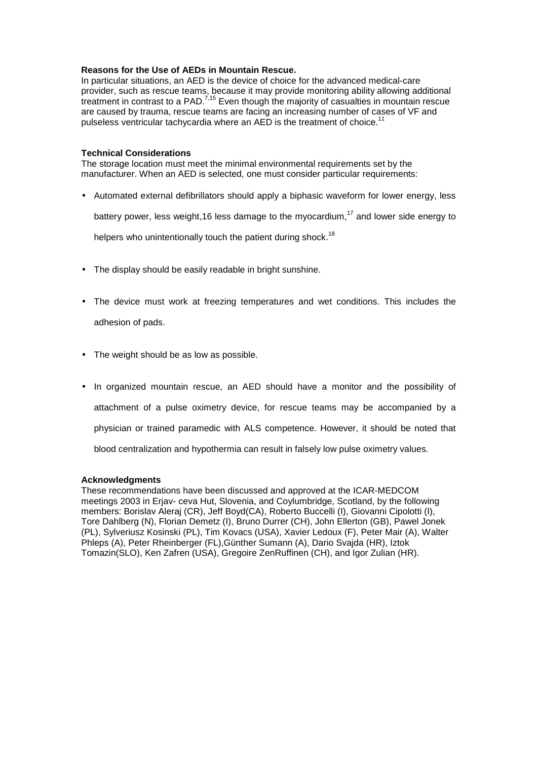**Reasons for the Use of AEDs in Mountain Rescue.**

In particular situations, an AED is the device of choice for the advanced medical-care provider, such as rescue teams, because it may provide monitoring ability allowing additional treatment in contrast to a PAD.[7,15] Even though the majority of casualties in mountain rescue are caused by trauma, rescue teams are facing an increasing number of cases of VF and pulseless ventricular tachycardia where an AED is the treatment of choice.[11]

**Technical Considerations**

The storage location must meet the minimal environmental requirements set by the manufacturer. When an AED is selected, one must consider particular requirements:

- Automated external defibrillators should apply a biphasic waveform for lower energy, less battery power, less weight,16 less damage to the myocardium,[17] and lower side energy to helpers who unintentionally touch the patient during shock.[18]
- The display should be easily readable in bright sunshine.
- The device must work at freezing temperatures and wet conditions. This includes the adhesion of pads.
- The weight should be as low as possible.
- In organized mountain rescue, an AED should have a monitor and the possibility of attachment of a pulse oximetry device, for rescue teams may be accompanied by a physician or trained paramedic with ALS competence. However, it should be noted that blood centralization and hypothermia can result in falsely low pulse oximetry values.

**Acknowledgments**

These recommendations have been discussed and approved at the ICAR-MEDCOM meetings 2003 in Erjav- ceva Hut, Slovenia, and Coylumbridge, Scotland, by the following members: Borislav Aleraj (CR), Jeff Boyd(CA), Roberto Buccelli (I), Giovanni Cipolotti (I), Tore Dahlberg (N), Florian Demetz (I), Bruno Durrer (CH), John Ellerton (GB), Pawel Jonek (PL), Sylveriusz Kosinski (PL), Tim Kovacs (USA), Xavier Ledoux (F), Peter Mair (A), Walter Phleps (A), Peter Rheinberger (FL),Günther Sumann (A), Dario Svajda (HR), Iztok Tomazin(SLO), Ken Zafren (USA), Gregoire ZenRuffinen (CH), and Igor Zulian (HR).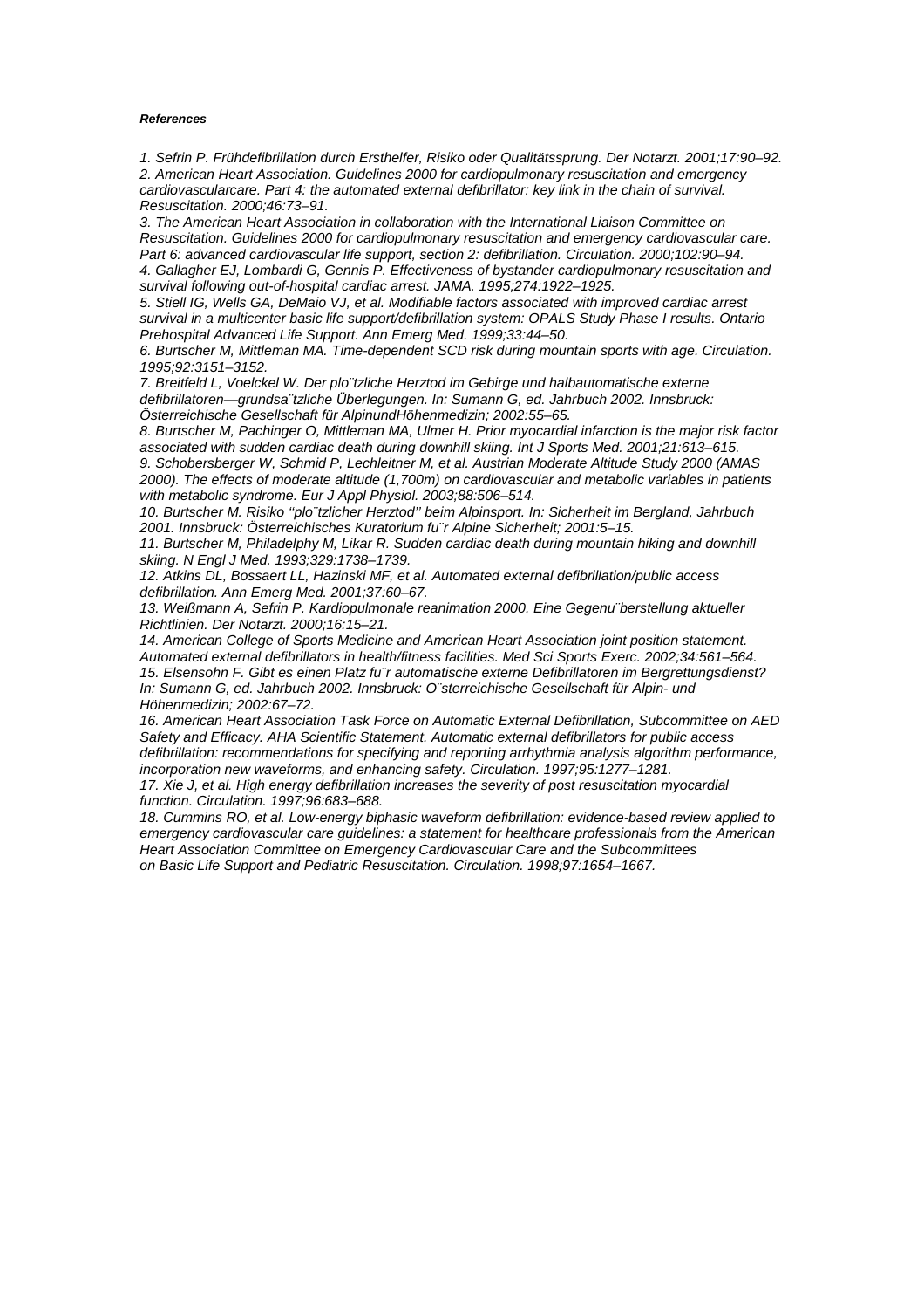***References***

*1. Sefrin P. Frühdefibrillation durch Ersthelfer, Risiko oder Qualitätssprung. Der Notarzt. 2001;17:90–92.*
*2. American Heart Association. Guidelines 2000 for cardiopulmonary resuscitation and emergency cardiovascularcare. Part 4: the automated external defibrillator: key link in the chain of survival. Resuscitation. 2000;46:73–91.*
*3. The American Heart Association in collaboration with the International Liaison Committee on Resuscitation. Guidelines 2000 for cardiopulmonary resuscitation and emergency cardiovascular care. Part 6: advanced cardiovascular life support, section 2: defibrillation. Circulation. 2000;102:90–94.*
*4. Gallagher EJ, Lombardi G, Gennis P. Effectiveness of bystander cardiopulmonary resuscitation and survival following out-of-hospital cardiac arrest. JAMA. 1995;274:1922–1925.*
*5. Stiell IG, Wells GA, DeMaio VJ, et al. Modifiable factors associated with improved cardiac arrest survival in a multicenter basic life support/defibrillation system: OPALS Study Phase I results. Ontario Prehospital Advanced Life Support. Ann Emerg Med. 1999;33:44–50.*
*6. Burtscher M, Mittleman MA. Time-dependent SCD risk during mountain sports with age. Circulation. 1995;92:3151–3152.*
*7. Breitfeld L, Voelckel W. Der plo¨tzliche Herztod im Gebirge und halbautomatische externe defibrillatoren—grundsa¨tzliche Überlegungen. In: Sumann G, ed. Jahrbuch 2002. Innsbruck: Österreichische Gesellschaft für AlpinundHöhenmedizin; 2002:55–65.*
*8. Burtscher M, Pachinger O, Mittleman MA, Ulmer H. Prior myocardial infarction is the major risk factor associated with sudden cardiac death during downhill skiing. Int J Sports Med. 2001;21:613–615.*
*9. Schobersberger W, Schmid P, Lechleitner M, et al. Austrian Moderate Altitude Study 2000 (AMAS 2000). The effects of moderate altitude (1,700m) on cardiovascular and metabolic variables in patients with metabolic syndrome. Eur J Appl Physiol. 2003;88:506–514.*
*10. Burtscher M. Risiko ''plo¨tzlicher Herztod'' beim Alpinsport. In: Sicherheit im Bergland, Jahrbuch 2001. Innsbruck: Österreichisches Kuratorium fu¨r Alpine Sicherheit; 2001:5–15.*
*11. Burtscher M, Philadelphy M, Likar R. Sudden cardiac death during mountain hiking and downhill skiing. N Engl J Med. 1993;329:1738–1739.*
*12. Atkins DL, Bossaert LL, Hazinski MF, et al. Automated external defibrillation/public access defibrillation. Ann Emerg Med. 2001;37:60–67.*
*13. Weißmann A, Sefrin P. Kardiopulmonale reanimation 2000. Eine Gegenu¨berstellung aktueller Richtlinien. Der Notarzt. 2000;16:15–21.*
*14. American College of Sports Medicine and American Heart Association joint position statement. Automated external defibrillators in health/fitness facilities. Med Sci Sports Exerc. 2002;34:561–564.*
*15. Elsensohn F. Gibt es einen Platz fu¨r automatische externe Defibrillatoren im Bergrettungsdienst? In: Sumann G, ed. Jahrbuch 2002. Innsbruck: O¨sterreichische Gesellschaft für Alpin- und Höhenmedizin; 2002:67–72.*
*16. American Heart Association Task Force on Automatic External Defibrillation, Subcommittee on AED Safety and Efficacy. AHA Scientific Statement. Automatic external defibrillators for public access defibrillation: recommendations for specifying and reporting arrhythmia analysis algorithm performance, incorporation new waveforms, and enhancing safety. Circulation. 1997;95:1277–1281.*
*17. Xie J, et al. High energy defibrillation increases the severity of post resuscitation myocardial function. Circulation. 1997;96:683–688.*
*18. Cummins RO, et al. Low-energy biphasic waveform defibrillation: evidence-based review applied to emergency cardiovascular care guidelines: a statement for healthcare professionals from the American Heart Association Committee on Emergency Cardiovascular Care and the Subcommittees on Basic Life Support and Pediatric Resuscitation. Circulation. 1998;97:1654–1667.*